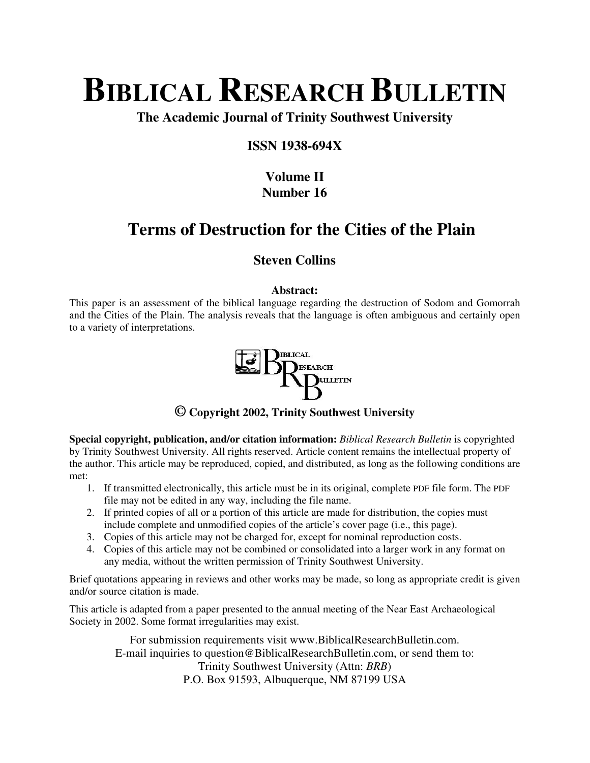# BIBLICAL RESEARCH BULLETIN

**The Academic Journal of Trinity Southwest University**

**ISSN 1938-694X**

**Volume II**
**Number 16**

## Terms of Destruction for the Cities of the Plain

**Steven Collins**

**Abstract:**

This paper is an assessment of the biblical language regarding the destruction of Sodom and Gomorrah and the Cities of the Plain. The analysis reveals that the language is often ambiguous and certainly open to a variety of interpretations.

**© Copyright 2002, Trinity Southwest University**

**Special copyright, publication, and/or citation information:** *Biblical Research Bulletin* is copyrighted by Trinity Southwest University. All rights reserved. Article content remains the intellectual property of the author. This article may be reproduced, copied, and distributed, as long as the following conditions are met:

1. If transmitted electronically, this article must be in its original, complete PDF file form. The PDF file may not be edited in any way, including the file name.
2. If printed copies of all or a portion of this article are made for distribution, the copies must include complete and unmodified copies of the article's cover page (i.e., this page).
3. Copies of this article may not be charged for, except for nominal reproduction costs.
4. Copies of this article may not be combined or consolidated into a larger work in any format on any media, without the written permission of Trinity Southwest University.

Brief quotations appearing in reviews and other works may be made, so long as appropriate credit is given and/or source citation is made.

This article is adapted from a paper presented to the annual meeting of the Near East Archaeological Society in 2002. Some format irregularities may exist.

For submission requirements visit www.BiblicalResearchBulletin.com.
E-mail inquiries to question@BiblicalResearchBulletin.com, or send them to:
Trinity Southwest University (Attn: *BRB*)
P.O. Box 91593, Albuquerque, NM 87199 USA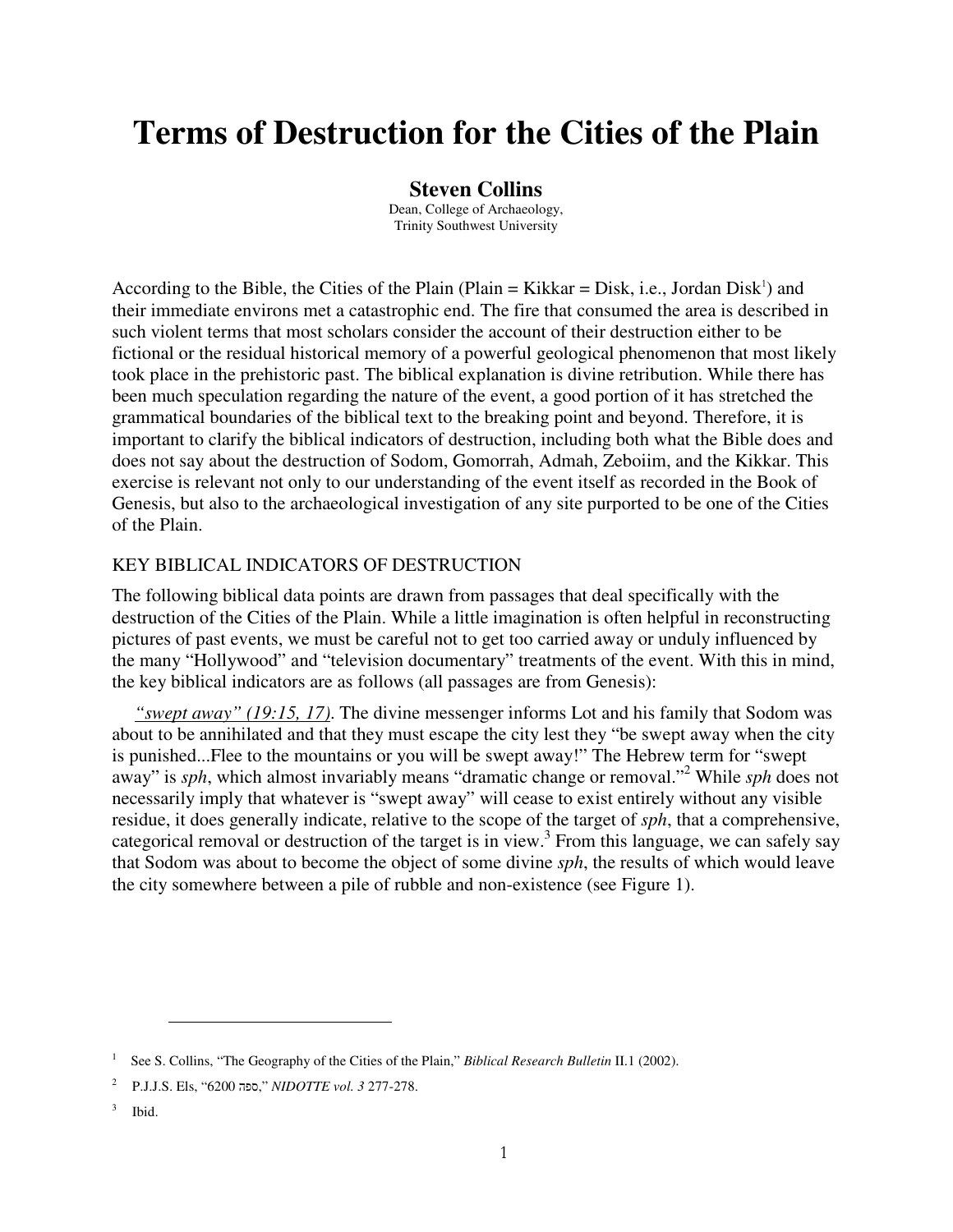# Terms of Destruction for the Cities of the Plain

**Steven Collins**
Dean, College of Archaeology,
Trinity Southwest University

According to the Bible, the Cities of the Plain (Plain = Kikkar = Disk, i.e., Jordan Disk[1]) and their immediate environs met a catastrophic end. The fire that consumed the area is described in such violent terms that most scholars consider the account of their destruction either to be fictional or the residual historical memory of a powerful geological phenomenon that most likely took place in the prehistoric past. The biblical explanation is divine retribution. While there has been much speculation regarding the nature of the event, a good portion of it has stretched the grammatical boundaries of the biblical text to the breaking point and beyond. Therefore, it is important to clarify the biblical indicators of destruction, including both what the Bible does and does not say about the destruction of Sodom, Gomorrah, Admah, Zeboiim, and the Kikkar. This exercise is relevant not only to our understanding of the event itself as recorded in the Book of Genesis, but also to the archaeological investigation of any site purported to be one of the Cities of the Plain.

## KEY BIBLICAL INDICATORS OF DESTRUCTION

The following biblical data points are drawn from passages that deal specifically with the destruction of the Cities of the Plain. While a little imagination is often helpful in reconstructing pictures of past events, we must be careful not to get too carried away or unduly influenced by the many "Hollywood" and "television documentary" treatments of the event. With this in mind, the key biblical indicators are as follows (all passages are from Genesis):

*"swept away" (19:15, 17)*. The divine messenger informs Lot and his family that Sodom was about to be annihilated and that they must escape the city lest they "be swept away when the city is punished...Flee to the mountains or you will be swept away!" The Hebrew term for "swept away" is *sph*, which almost invariably means "dramatic change or removal."[2] While *sph* does not necessarily imply that whatever is "swept away" will cease to exist entirely without any visible residue, it does generally indicate, relative to the scope of the target of *sph*, that a comprehensive, categorical removal or destruction of the target is in view.[3] From this language, we can safely say that Sodom was about to become the object of some divine *sph*, the results of which would leave the city somewhere between a pile of rubble and non-existence (see Figure 1).

---

[1] See S. Collins, "The Geography of the Cities of the Plain," *Biblical Research Bulletin* II.1 (2002).

[2] P.J.J.S. Els, "6200 ספה," *NIDOTTE vol. 3* 277-278.

[3] Ibid.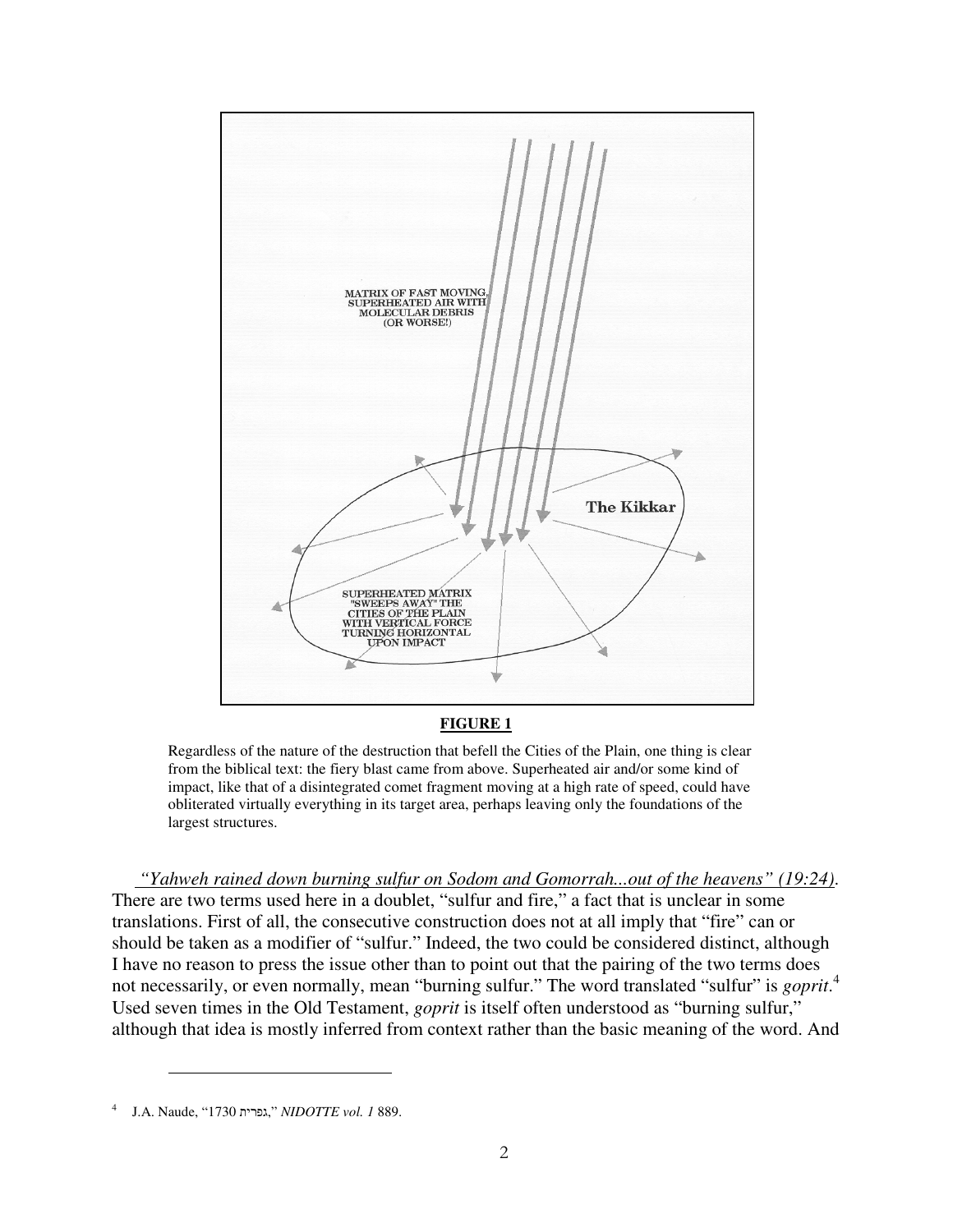MATRIX OF FAST MOVING, SUPERHEATED AIR WITH MOLECULAR DEBRIS (OR WORSE!)

The Kikkar

SUPERHEATED MATRIX "SWEEPS AWAY" THE CITIES OF THE PLAIN WITH VERTICAL FORCE TURNING HORIZONTAL UPON IMPACT

**FIGURE 1**

Regardless of the nature of the destruction that befell the Cities of the Plain, one thing is clear from the biblical text: the fiery blast came from above. Superheated air and/or some kind of impact, like that of a disintegrated comet fragment moving at a high rate of speed, could have obliterated virtually everything in its target area, perhaps leaving only the foundations of the largest structures.

*"Yahweh rained down burning sulfur on Sodom and Gomorrah...out of the heavens" (19:24)*. There are two terms used here in a doublet, "sulfur and fire," a fact that is unclear in some translations. First of all, the consecutive construction does not at all imply that "fire" can or should be taken as a modifier of "sulfur." Indeed, the two could be considered distinct, although I have no reason to press the issue other than to point out that the pairing of the two terms does not necessarily, or even normally, mean "burning sulfur." The word translated "sulfur" is *goprit*.[4] Used seven times in the Old Testament, *goprit* is itself often understood as "burning sulfur," although that idea is mostly inferred from context rather than the basic meaning of the word. And

---

[4] J.A. Naude, "1730 גפרית," *NIDOTTE vol. 1* 889.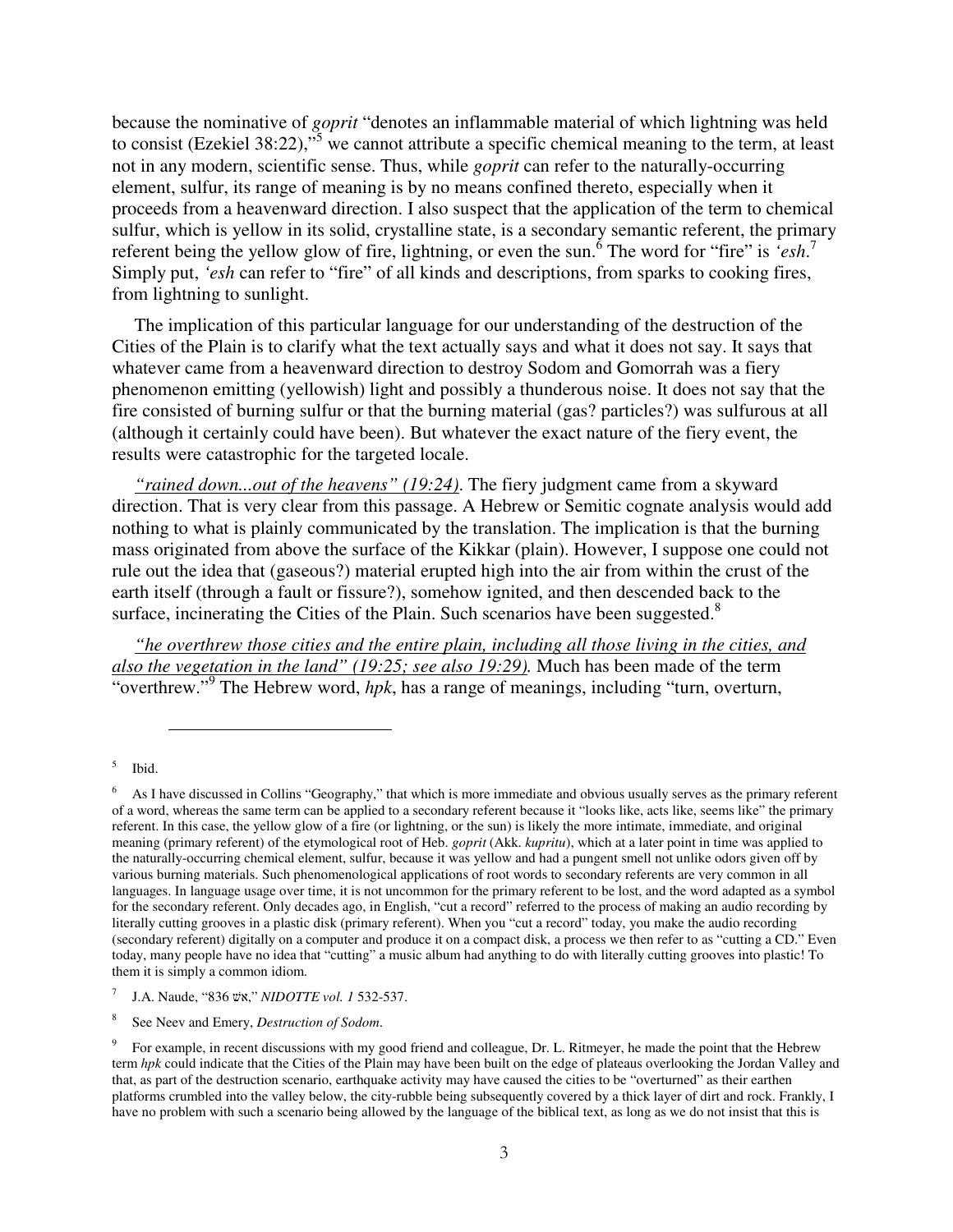because the nominative of *goprit* "denotes an inflammable material of which lightning was held to consist (Ezekiel 38:22),"[5] we cannot attribute a specific chemical meaning to the term, at least not in any modern, scientific sense. Thus, while *goprit* can refer to the naturally-occurring element, sulfur, its range of meaning is by no means confined thereto, especially when it proceeds from a heavenward direction. I also suspect that the application of the term to chemical sulfur, which is yellow in its solid, crystalline state, is a secondary semantic referent, the primary referent being the yellow glow of fire, lightning, or even the sun.[6] The word for "fire" is *'esh*.[7] Simply put, *'esh* can refer to "fire" of all kinds and descriptions, from sparks to cooking fires, from lightning to sunlight.

The implication of this particular language for our understanding of the destruction of the Cities of the Plain is to clarify what the text actually says and what it does not say. It says that whatever came from a heavenward direction to destroy Sodom and Gomorrah was a fiery phenomenon emitting (yellowish) light and possibly a thunderous noise. It does not say that the fire consisted of burning sulfur or that the burning material (gas? particles?) was sulfurous at all (although it certainly could have been). But whatever the exact nature of the fiery event, the results were catastrophic for the targeted locale.

*"rained down...out of the heavens" (19:24).* The fiery judgment came from a skyward direction. That is very clear from this passage. A Hebrew or Semitic cognate analysis would add nothing to what is plainly communicated by the translation. The implication is that the burning mass originated from above the surface of the Kikkar (plain). However, I suppose one could not rule out the idea that (gaseous?) material erupted high into the air from within the crust of the earth itself (through a fault or fissure?), somehow ignited, and then descended back to the surface, incinerating the Cities of the Plain. Such scenarios have been suggested.[8]

*"he overthrew those cities and the entire plain, including all those living in the cities, and also the vegetation in the land" (19:25; see also 19:29).* Much has been made of the term "overthrew."[9] The Hebrew word, *hpk*, has a range of meanings, including "turn, overturn,

---

[5] Ibid.

[6] As I have discussed in Collins "Geography," that which is more immediate and obvious usually serves as the primary referent of a word, whereas the same term can be applied to a secondary referent because it "looks like, acts like, seems like" the primary referent. In this case, the yellow glow of a fire (or lightning, or the sun) is likely the more intimate, immediate, and original meaning (primary referent) of the etymological root of Heb. *goprit* (Akk. *kupritu*), which at a later point in time was applied to the naturally-occurring chemical element, sulfur, because it was yellow and had a pungent smell not unlike odors given off by various burning materials. Such phenomenological applications of root words to secondary referents are very common in all languages. In language usage over time, it is not uncommon for the primary referent to be lost, and the word adapted as a symbol for the secondary referent. Only decades ago, in English, "cut a record" referred to the process of making an audio recording by literally cutting grooves in a plastic disk (primary referent). When you "cut a record" today, you make the audio recording (secondary referent) digitally on a computer and produce it on a compact disk, a process we then refer to as "cutting a CD." Even today, many people have no idea that "cutting" a music album had anything to do with literally cutting grooves into plastic! To them it is simply a common idiom.

[7] J.A. Naude, "836 אשׁ," *NIDOTTE vol. 1* 532-537.

[8] See Neev and Emery, *Destruction of Sodom*.

[9] For example, in recent discussions with my good friend and colleague, Dr. L. Ritmeyer, he made the point that the Hebrew term *hpk* could indicate that the Cities of the Plain may have been built on the edge of plateaus overlooking the Jordan Valley and that, as part of the destruction scenario, earthquake activity may have caused the cities to be "overturned" as their earthen platforms crumbled into the valley below, the city-rubble being subsequently covered by a thick layer of dirt and rock. Frankly, I have no problem with such a scenario being allowed by the language of the biblical text, as long as we do not insist that this is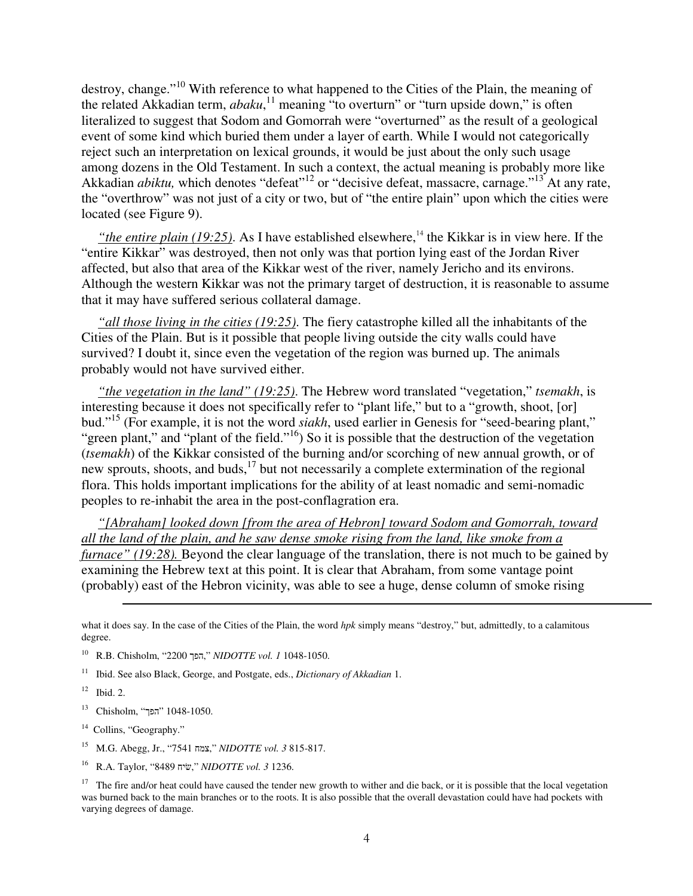destroy, change."[10] With reference to what happened to the Cities of the Plain, the meaning of the related Akkadian term, *abaku*,[11] meaning "to overturn" or "turn upside down," is often literalized to suggest that Sodom and Gomorrah were "overturned" as the result of a geological event of some kind which buried them under a layer of earth. While I would not categorically reject such an interpretation on lexical grounds, it would be just about the only such usage among dozens in the Old Testament. In such a context, the actual meaning is probably more like Akkadian *abiktu,* which denotes "defeat"[12] or "decisive defeat, massacre, carnage."[13] At any rate, the "overthrow" was not just of a city or two, but of "the entire plain" upon which the cities were located (see Figure 9).

*"the entire plain (19:25).* As I have established elsewhere,[14] the Kikkar is in view here. If the "entire Kikkar" was destroyed, then not only was that portion lying east of the Jordan River affected, but also that area of the Kikkar west of the river, namely Jericho and its environs. Although the western Kikkar was not the primary target of destruction, it is reasonable to assume that it may have suffered serious collateral damage.

*"all those living in the cities (19:25).* The fiery catastrophe killed all the inhabitants of the Cities of the Plain. But is it possible that people living outside the city walls could have survived? I doubt it, since even the vegetation of the region was burned up. The animals probably would not have survived either.

*"the vegetation in the land" (19:25).* The Hebrew word translated "vegetation," *tsemakh*, is interesting because it does not specifically refer to "plant life," but to a "growth, shoot, [or] bud."[15] (For example, it is not the word *siakh*, used earlier in Genesis for "seed-bearing plant," "green plant," and "plant of the field."[16]) So it is possible that the destruction of the vegetation (*tsemakh*) of the Kikkar consisted of the burning and/or scorching of new annual growth, or of new sprouts, shoots, and buds,[17] but not necessarily a complete extermination of the regional flora. This holds important implications for the ability of at least nomadic and semi-nomadic peoples to re-inhabit the area in the post-conflagration era.

*"[Abraham] looked down [from the area of Hebron] toward Sodom and Gomorrah, toward all the land of the plain, and he saw dense smoke rising from the land, like smoke from a furnace" (19:28).* Beyond the clear language of the translation, there is not much to be gained by examining the Hebrew text at this point. It is clear that Abraham, from some vantage point (probably) east of the Hebron vicinity, was able to see a huge, dense column of smoke rising

---

what it does say. In the case of the Cities of the Plain, the word *hpk* simply means "destroy," but, admittedly, to a calamitous degree.

[10] R.B. Chisholm, "2200 הפך," *NIDOTTE vol. 1* 1048-1050.

[11] Ibid. See also Black, George, and Postgate, eds., *Dictionary of Akkadian* 1.

[12] Ibid. 2.

[13] Chisholm, "הפך" 1048-1050.

[14] Collins, "Geography."

[15] M.G. Abegg, Jr., "7541 צמח," *NIDOTTE vol. 3* 815-817.

[16] R.A. Taylor, "8489 שִׂיחַ," *NIDOTTE vol. 3* 1236.

[17] The fire and/or heat could have caused the tender new growth to wither and die back, or it is possible that the local vegetation was burned back to the main branches or to the roots. It is also possible that the overall devastation could have had pockets with varying degrees of damage.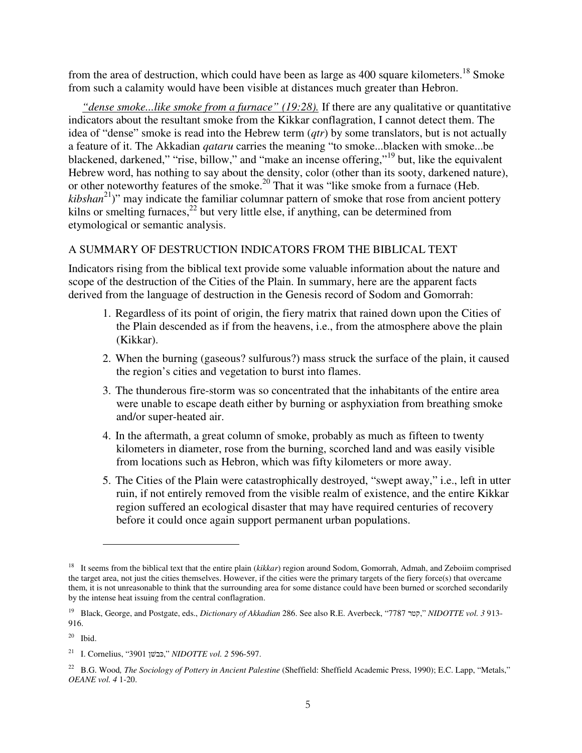from the area of destruction, which could have been as large as 400 square kilometers.[18] Smoke from such a calamity would have been visible at distances much greater than Hebron.

*"dense smoke...like smoke from a furnace" (19:28).* If there are any qualitative or quantitative indicators about the resultant smoke from the Kikkar conflagration, I cannot detect them. The idea of "dense" smoke is read into the Hebrew term (*qtr*) by some translators, but is not actually a feature of it. The Akkadian *qataru* carries the meaning "to smoke...blacken with smoke...be blackened, darkened," "rise, billow," and "make an incense offering,"[19] but, like the equivalent Hebrew word, has nothing to say about the density, color (other than its sooty, darkened nature), or other noteworthy features of the smoke.[20] That it was "like smoke from a furnace (Heb. *kibshan*[21])" may indicate the familiar columnar pattern of smoke that rose from ancient pottery kilns or smelting furnaces,[22] but very little else, if anything, can be determined from etymological or semantic analysis.

## A SUMMARY OF DESTRUCTION INDICATORS FROM THE BIBLICAL TEXT

Indicators rising from the biblical text provide some valuable information about the nature and scope of the destruction of the Cities of the Plain. In summary, here are the apparent facts derived from the language of destruction in the Genesis record of Sodom and Gomorrah:

1. Regardless of its point of origin, the fiery matrix that rained down upon the Cities of the Plain descended as if from the heavens, i.e., from the atmosphere above the plain (Kikkar).
2. When the burning (gaseous? sulfurous?) mass struck the surface of the plain, it caused the region's cities and vegetation to burst into flames.
3. The thunderous fire-storm was so concentrated that the inhabitants of the entire area were unable to escape death either by burning or asphyxiation from breathing smoke and/or super-heated air.
4. In the aftermath, a great column of smoke, probably as much as fifteen to twenty kilometers in diameter, rose from the burning, scorched land and was easily visible from locations such as Hebron, which was fifty kilometers or more away.
5. The Cities of the Plain were catastrophically destroyed, "swept away," i.e., left in utter ruin, if not entirely removed from the visible realm of existence, and the entire Kikkar region suffered an ecological disaster that may have required centuries of recovery before it could once again support permanent urban populations.

---

[18] It seems from the biblical text that the entire plain (*kikkar*) region around Sodom, Gomorrah, Admah, and Zeboiim comprised the target area, not just the cities themselves. However, if the cities were the primary targets of the fiery force(s) that overcame them, it is not unreasonable to think that the surrounding area for some distance could have been burned or scorched secondarily by the intense heat issuing from the central conflagration.

[19] Black, George, and Postgate, eds., *Dictionary of Akkadian* 286. See also R.E. Averbeck, "7787 קטר," *NIDOTTE vol. 3* 913-916.

[20] Ibid.

[21] I. Cornelius, "3901 כִּבְשָׁן," *NIDOTTE vol. 2* 596-597.

[22] B.G. Wood, *The Sociology of Pottery in Ancient Palestine* (Sheffield: Sheffield Academic Press, 1990); E.C. Lapp, "Metals," *OEANE vol. 4* 1-20.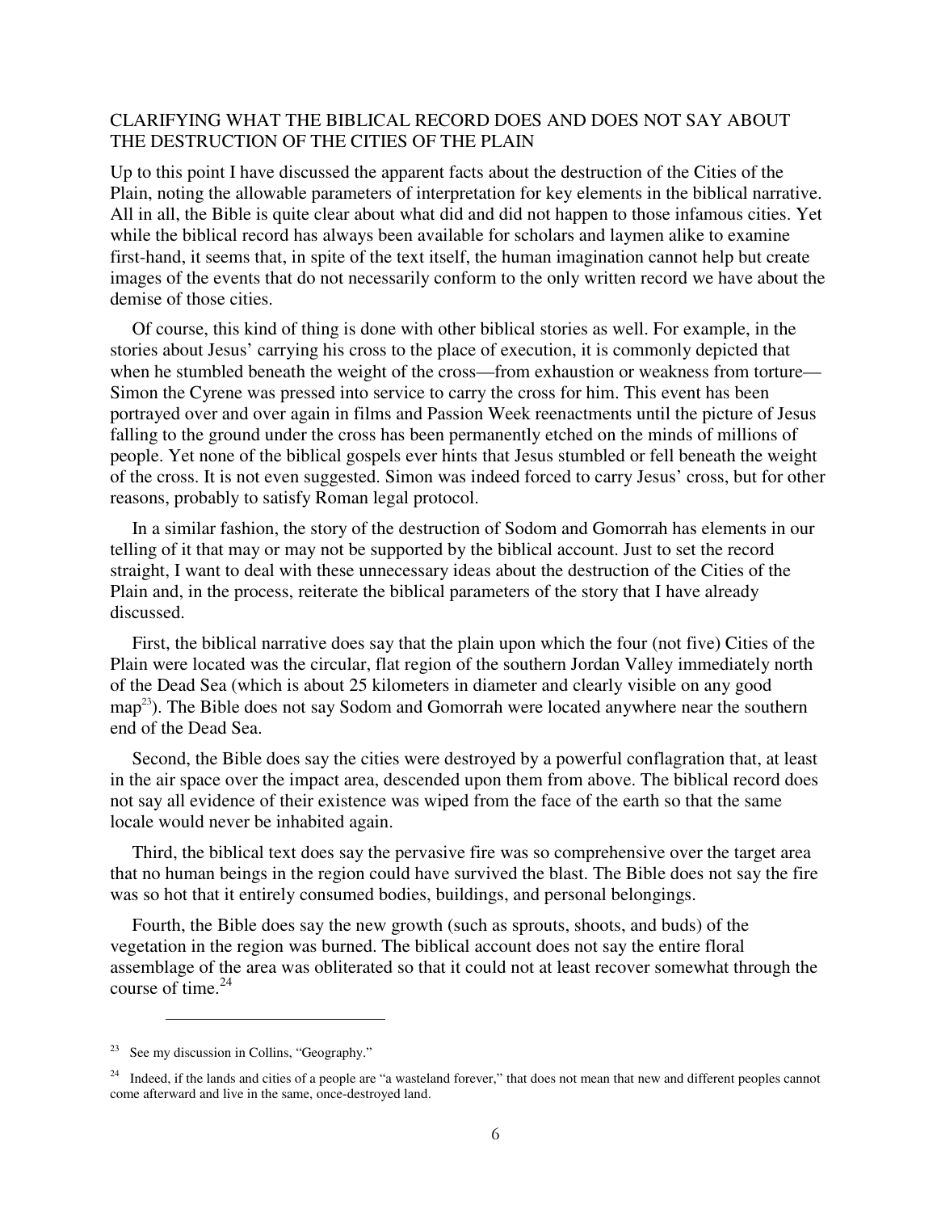## CLARIFYING WHAT THE BIBLICAL RECORD DOES AND DOES NOT SAY ABOUT THE DESTRUCTION OF THE CITIES OF THE PLAIN

Up to this point I have discussed the apparent facts about the destruction of the Cities of the Plain, noting the allowable parameters of interpretation for key elements in the biblical narrative. All in all, the Bible is quite clear about what did and did not happen to those infamous cities. Yet while the biblical record has always been available for scholars and laymen alike to examine first-hand, it seems that, in spite of the text itself, the human imagination cannot help but create images of the events that do not necessarily conform to the only written record we have about the demise of those cities.

Of course, this kind of thing is done with other biblical stories as well. For example, in the stories about Jesus' carrying his cross to the place of execution, it is commonly depicted that when he stumbled beneath the weight of the cross—from exhaustion or weakness from torture—Simon the Cyrene was pressed into service to carry the cross for him. This event has been portrayed over and over again in films and Passion Week reenactments until the picture of Jesus falling to the ground under the cross has been permanently etched on the minds of millions of people. Yet none of the biblical gospels ever hints that Jesus stumbled or fell beneath the weight of the cross. It is not even suggested. Simon was indeed forced to carry Jesus' cross, but for other reasons, probably to satisfy Roman legal protocol.

In a similar fashion, the story of the destruction of Sodom and Gomorrah has elements in our telling of it that may or may not be supported by the biblical account. Just to set the record straight, I want to deal with these unnecessary ideas about the destruction of the Cities of the Plain and, in the process, reiterate the biblical parameters of the story that I have already discussed.

First, the biblical narrative does say that the plain upon which the four (not five) Cities of the Plain were located was the circular, flat region of the southern Jordan Valley immediately north of the Dead Sea (which is about 25 kilometers in diameter and clearly visible on any good map[23]). The Bible does not say Sodom and Gomorrah were located anywhere near the southern end of the Dead Sea.

Second, the Bible does say the cities were destroyed by a powerful conflagration that, at least in the air space over the impact area, descended upon them from above. The biblical record does not say all evidence of their existence was wiped from the face of the earth so that the same locale would never be inhabited again.

Third, the biblical text does say the pervasive fire was so comprehensive over the target area that no human beings in the region could have survived the blast. The Bible does not say the fire was so hot that it entirely consumed bodies, buildings, and personal belongings.

Fourth, the Bible does say the new growth (such as sprouts, shoots, and buds) of the vegetation in the region was burned. The biblical account does not say the entire floral assemblage of the area was obliterated so that it could not at least recover somewhat through the course of time.[24]

---

[23] See my discussion in Collins, "Geography."

[24] Indeed, if the lands and cities of a people are "a wasteland forever," that does not mean that new and different peoples cannot come afterward and live in the same, once-destroyed land.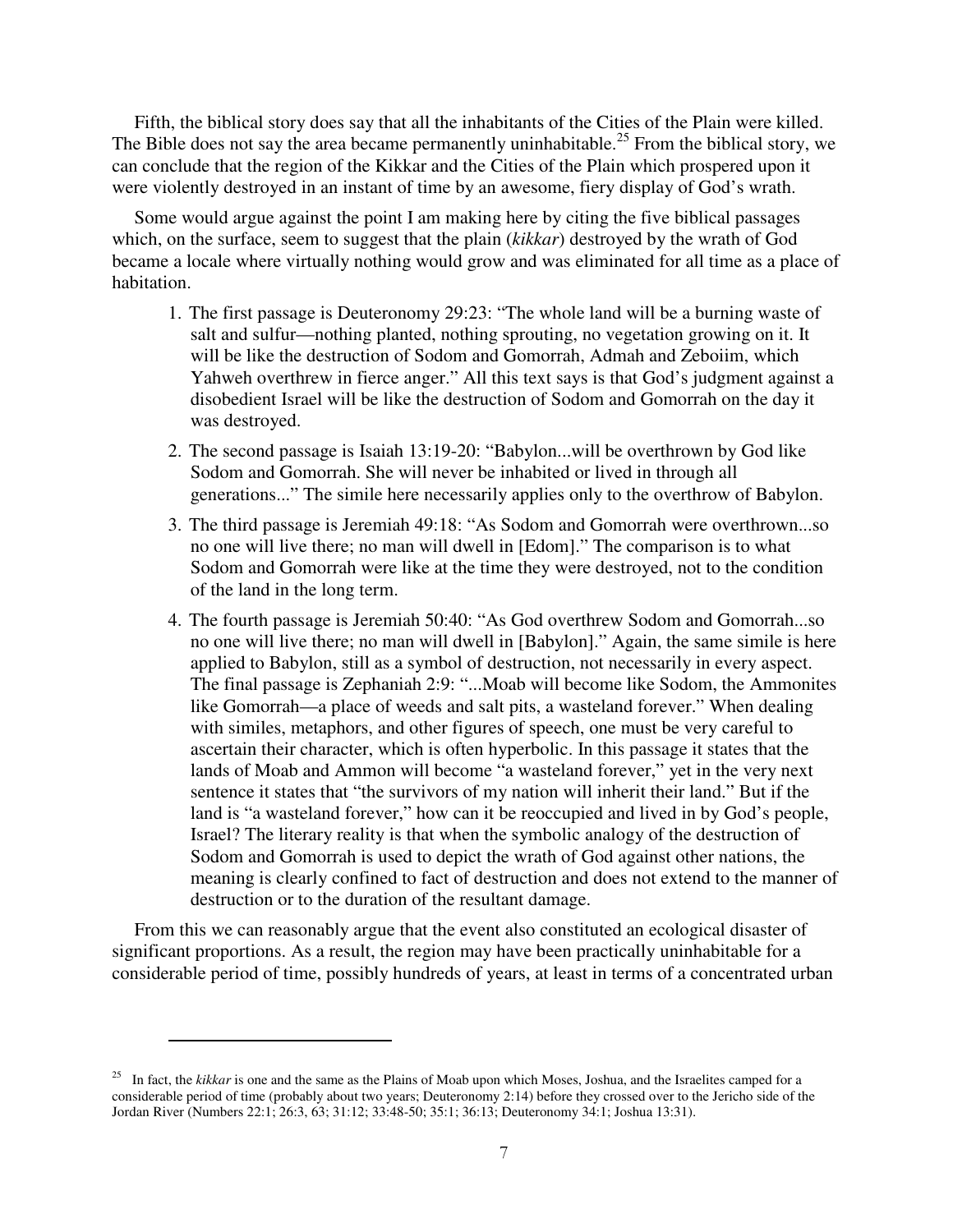Fifth, the biblical story does say that all the inhabitants of the Cities of the Plain were killed. The Bible does not say the area became permanently uninhabitable.[25] From the biblical story, we can conclude that the region of the Kikkar and the Cities of the Plain which prospered upon it were violently destroyed in an instant of time by an awesome, fiery display of God's wrath.

Some would argue against the point I am making here by citing the five biblical passages which, on the surface, seem to suggest that the plain (*kikkar*) destroyed by the wrath of God became a locale where virtually nothing would grow and was eliminated for all time as a place of habitation.

1. The first passage is Deuteronomy 29:23: "The whole land will be a burning waste of salt and sulfur—nothing planted, nothing sprouting, no vegetation growing on it. It will be like the destruction of Sodom and Gomorrah, Admah and Zeboiim, which Yahweh overthrew in fierce anger." All this text says is that God's judgment against a disobedient Israel will be like the destruction of Sodom and Gomorrah on the day it was destroyed.
2. The second passage is Isaiah 13:19-20: "Babylon...will be overthrown by God like Sodom and Gomorrah. She will never be inhabited or lived in through all generations..." The simile here necessarily applies only to the overthrow of Babylon.
3. The third passage is Jeremiah 49:18: "As Sodom and Gomorrah were overthrown...so no one will live there; no man will dwell in [Edom]." The comparison is to what Sodom and Gomorrah were like at the time they were destroyed, not to the condition of the land in the long term.
4. The fourth passage is Jeremiah 50:40: "As God overthrew Sodom and Gomorrah...so no one will live there; no man will dwell in [Babylon]." Again, the same simile is here applied to Babylon, still as a symbol of destruction, not necessarily in every aspect. The final passage is Zephaniah 2:9: "...Moab will become like Sodom, the Ammonites like Gomorrah—a place of weeds and salt pits, a wasteland forever." When dealing with similes, metaphors, and other figures of speech, one must be very careful to ascertain their character, which is often hyperbolic. In this passage it states that the lands of Moab and Ammon will become "a wasteland forever," yet in the very next sentence it states that "the survivors of my nation will inherit their land." But if the land is "a wasteland forever," how can it be reoccupied and lived in by God's people, Israel? The literary reality is that when the symbolic analogy of the destruction of Sodom and Gomorrah is used to depict the wrath of God against other nations, the meaning is clearly confined to fact of destruction and does not extend to the manner of destruction or to the duration of the resultant damage.

From this we can reasonably argue that the event also constituted an ecological disaster of significant proportions. As a result, the region may have been practically uninhabitable for a considerable period of time, possibly hundreds of years, at least in terms of a concentrated urban

---

[25] In fact, the *kikkar* is one and the same as the Plains of Moab upon which Moses, Joshua, and the Israelites camped for a considerable period of time (probably about two years; Deuteronomy 2:14) before they crossed over to the Jericho side of the Jordan River (Numbers 22:1; 26:3, 63; 31:12; 33:48-50; 35:1; 36:13; Deuteronomy 34:1; Joshua 13:31).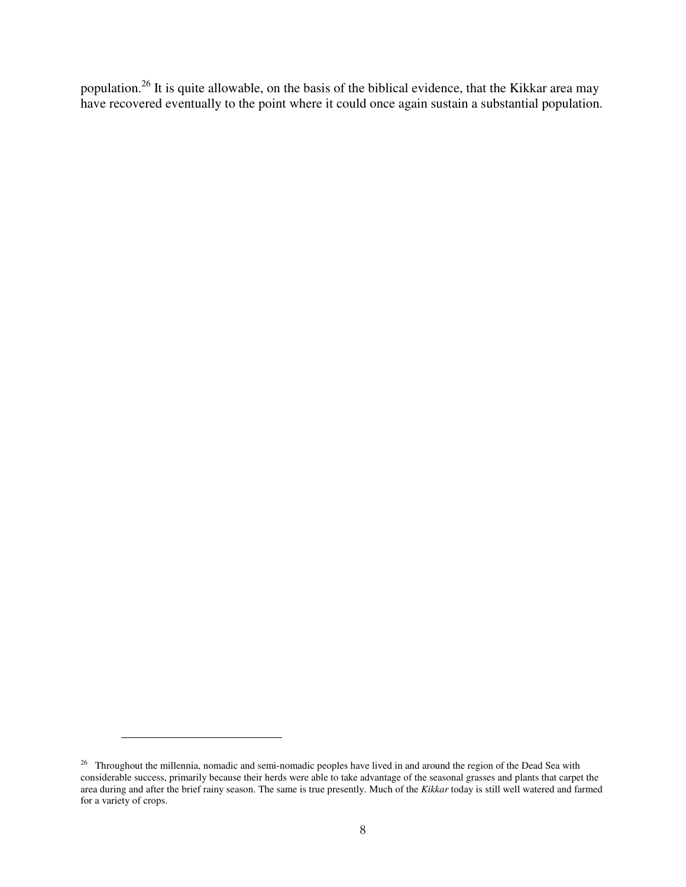population.[26] It is quite allowable, on the basis of the biblical evidence, that the Kikkar area may have recovered eventually to the point where it could once again sustain a substantial population.

---

[26] Throughout the millennia, nomadic and semi-nomadic peoples have lived in and around the region of the Dead Sea with considerable success, primarily because their herds were able to take advantage of the seasonal grasses and plants that carpet the area during and after the brief rainy season. The same is true presently. Much of the *Kikkar* today is still well watered and farmed for a variety of crops.